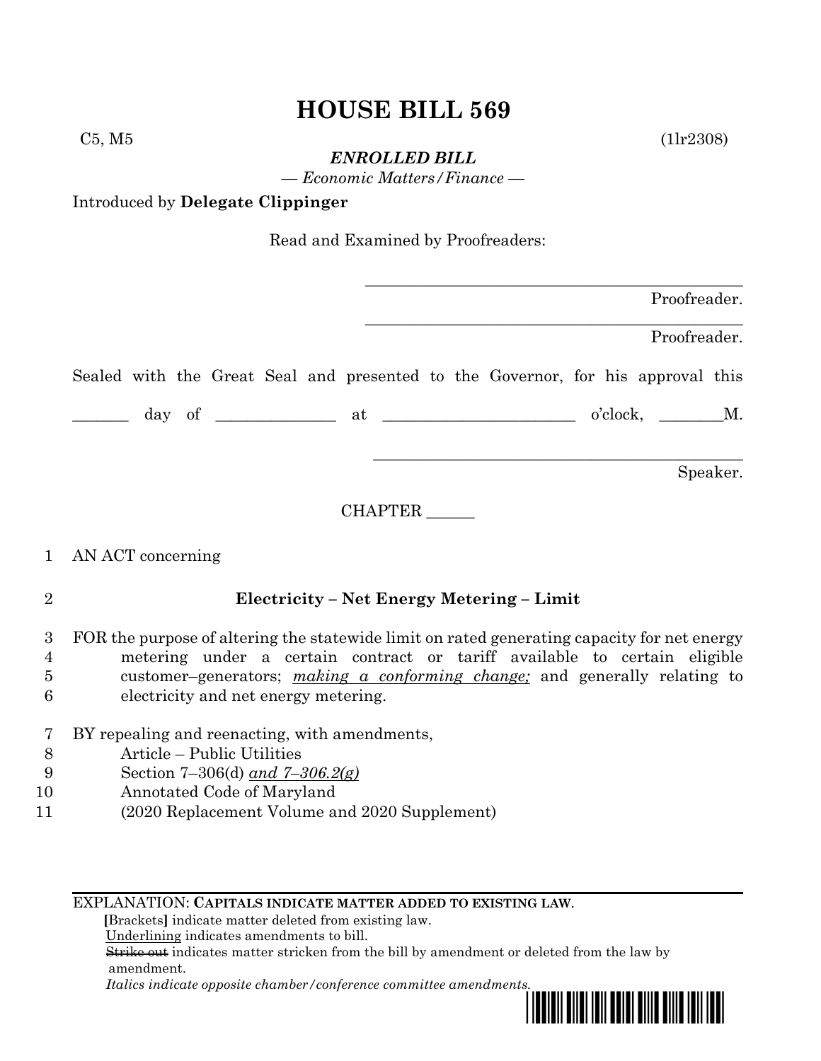# HOUSE BILL 569

C5, M5 (1lr2308)

***ENROLLED BILL***

*— Economic Matters/Finance —*

Introduced by **Delegate Clippinger**

Read and Examined by Proofreaders:

_______________________________________________ Proofreader.

_______________________________________________ Proofreader.

Sealed with the Great Seal and presented to the Governor, for his approval this

_______ day of ______________ at ________________________ o'clock, ________M.

_______________________________________________ Speaker.

CHAPTER ______

1 AN ACT concerning

2 **Electricity – Net Energy Metering – Limit**

3 FOR the purpose of altering the statewide limit on rated generating capacity for net energy
4 metering under a certain contract or tariff available to certain eligible
5 customer–generators; <u>*making a conforming change;*</u> and generally relating to
6 electricity and net energy metering.

7 BY repealing and reenacting, with amendments,
8 Article – Public Utilities
9 Section 7–306(d) <u>*and 7–306.2(g)*</u>
10 Annotated Code of Maryland
11 (2020 Replacement Volume and 2020 Supplement)

EXPLANATION: **CAPITALS INDICATE MATTER ADDED TO EXISTING LAW.**
**[**Brackets**]** indicate matter deleted from existing law.
<u>Underlining</u> indicates amendments to bill.
~~Strike out~~ indicates matter stricken from the bill by amendment or deleted from the law by amendment.
*Italics indicate opposite chamber/conference committee amendments.*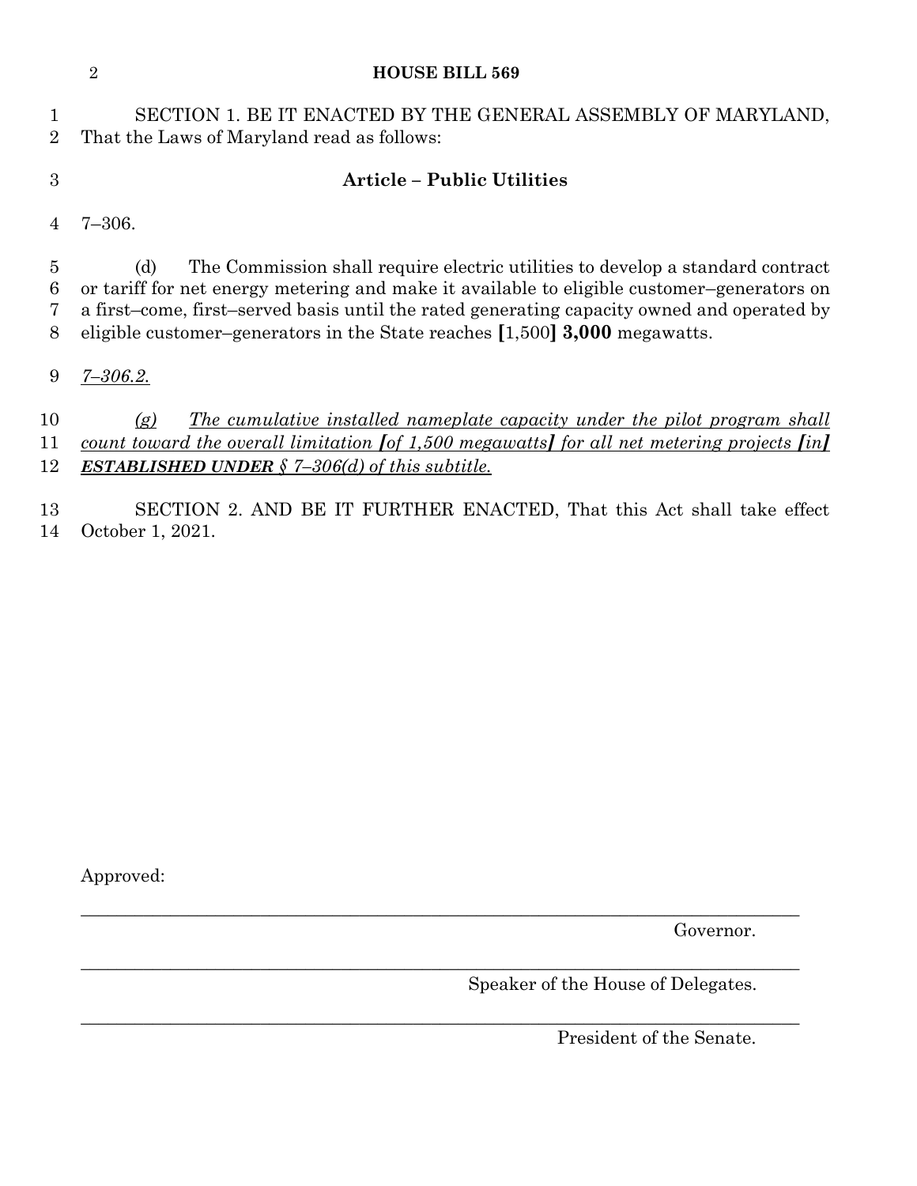SECTION 1. BE IT ENACTED BY THE GENERAL ASSEMBLY OF MARYLAND, That the Laws of Maryland read as follows:

## Article – Public Utilities

7–306.

(d) The Commission shall require electric utilities to develop a standard contract or tariff for net energy metering and make it available to eligible customer–generators on a first–come, first–served basis until the rated generating capacity owned and operated by eligible customer–generators in the State reaches [1,500] **3,000** megawatts.

*7–306.2.*

*(g) The cumulative installed nameplate capacity under the pilot program shall count toward the overall limitation [of 1,500 megawatts] for all net metering projects [in]* ***ESTABLISHED UNDER § 7–306(d) of this subtitle.***

SECTION 2. AND BE IT FURTHER ENACTED, That this Act shall take effect October 1, 2021.

Approved:

\_\_\_\_\_\_\_\_\_\_\_\_\_\_\_\_\_\_\_\_\_\_\_\_\_\_\_\_\_\_\_\_\_\_\_\_\_\_\_\_
Governor.

\_\_\_\_\_\_\_\_\_\_\_\_\_\_\_\_\_\_\_\_\_\_\_\_\_\_\_\_\_\_\_\_\_\_\_\_\_\_\_\_
Speaker of the House of Delegates.

\_\_\_\_\_\_\_\_\_\_\_\_\_\_\_\_\_\_\_\_\_\_\_\_\_\_\_\_\_\_\_\_\_\_\_\_\_\_\_\_
President of the Senate.